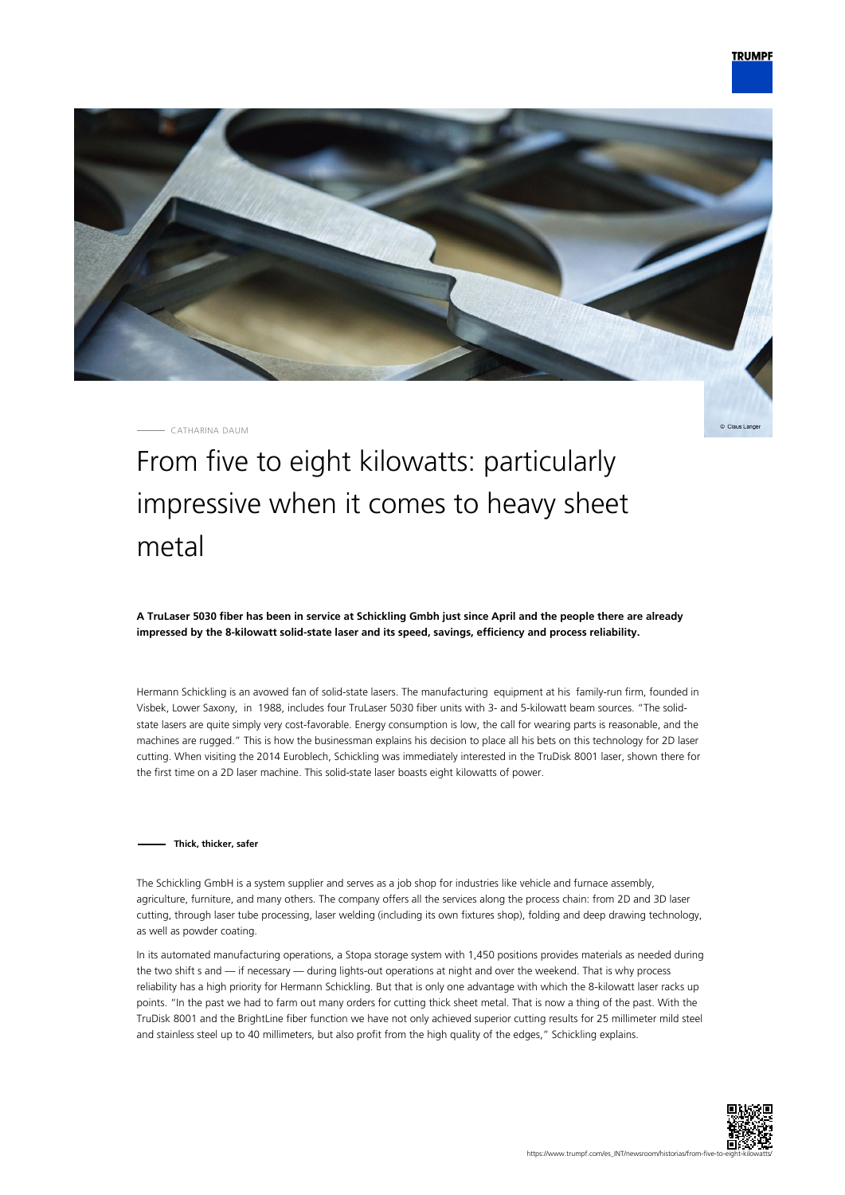CATHARINA DAUM

# From five to eight kilowatts: particularly impressive when it comes to heavy sheet metal

**A TruLaser 5030 fiber has been in service at Schickling Gmbh just since April and the people there are already impressed by the 8-kilowatt solid-state laser and its speed, savings, efficiency and process reliability.**

Hermann Schickling is an avowed fan of solid-state lasers. The manufacturing equipment at his family-run firm, founded in Visbek, Lower Saxony, in 1988, includes four TruLaser 5030 fiber units with 3- and 5-kilowatt beam sources. "The solid-state lasers are quite simply very cost-favorable. Energy consumption is low, the call for wearing parts is reasonable, and the machines are rugged." This is how the businessman explains his decision to place all his bets on this technology for 2D laser cutting. When visiting the 2014 Euroblech, Schickling was immediately interested in the TruDisk 8001 laser, shown there for the first time on a 2D laser machine. This solid-state laser boasts eight kilowatts of power.

## Thick, thicker, safer

The Schickling GmbH is a system supplier and serves as a job shop for industries like vehicle and furnace assembly, agriculture, furniture, and many others. The company offers all the services along the process chain: from 2D and 3D laser cutting, through laser tube processing, laser welding (including its own fixtures shop), folding and deep drawing technology, as well as powder coating.

In its automated manufacturing operations, a Stopa storage system with 1,450 positions provides materials as needed during the two shift s and — if necessary — during lights-out operations at night and over the weekend. That is why process reliability has a high priority for Hermann Schickling. But that is only one advantage with which the 8-kilowatt laser racks up points. "In the past we had to farm out many orders for cutting thick sheet metal. That is now a thing of the past. With the TruDisk 8001 and the BrightLine fiber function we have not only achieved superior cutting results for 25 millimeter mild steel and stainless steel up to 40 millimeters, but also profit from the high quality of the edges," Schickling explains.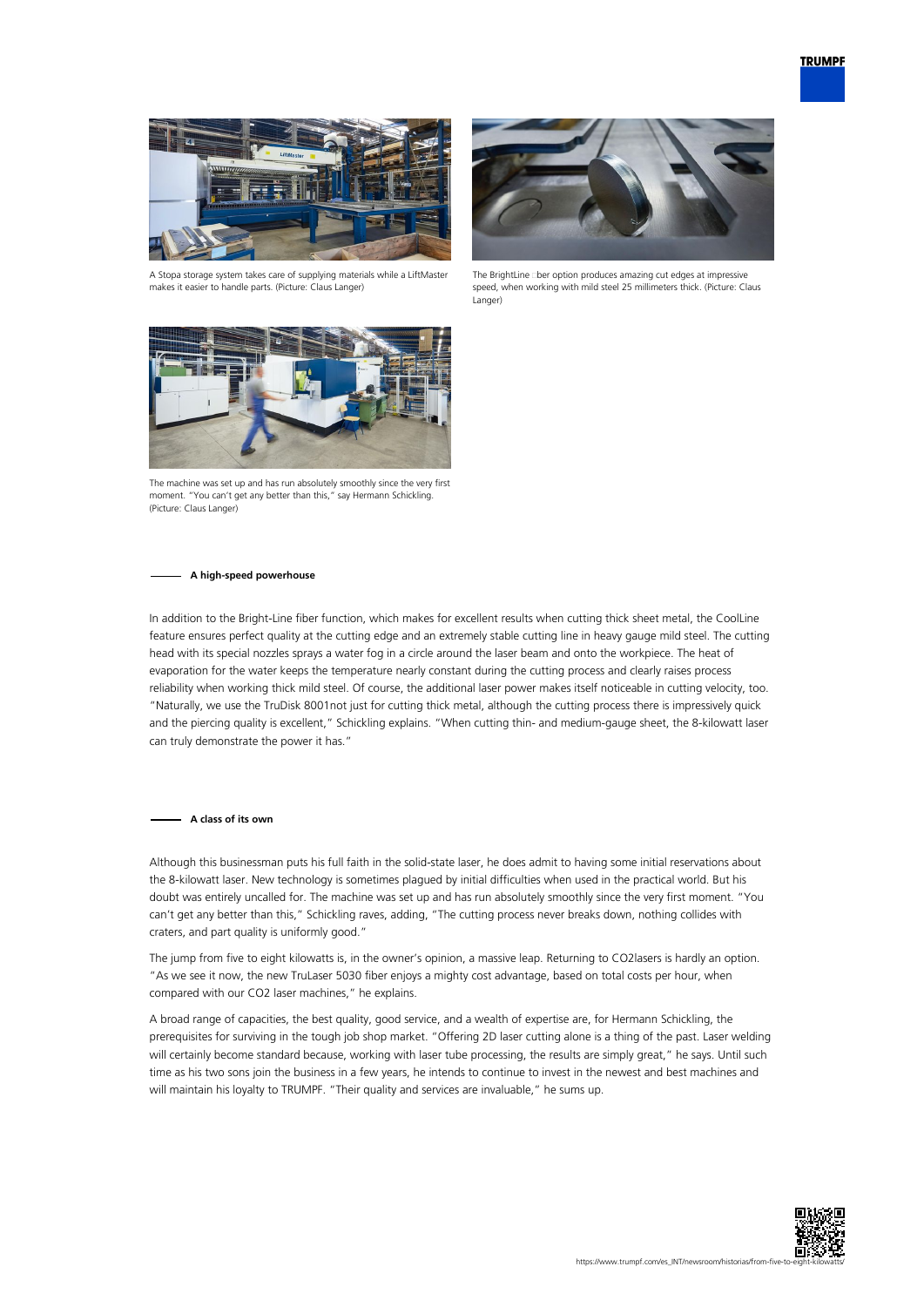A Stopa storage system takes care of supplying materials while a LiftMaster makes it easier to handle parts. (Picture: Claus Langer)

The BrightLine fiber option produces amazing cut edges at impressive speed, when working with mild steel 25 millimeters thick. (Picture: Claus Langer)

The machine was set up and has run absolutely smoothly since the very first moment. "You can't get any better than this," say Hermann Schickling. (Picture: Claus Langer)

## A high-speed powerhouse

In addition to the Bright-Line fiber function, which makes for excellent results when cutting thick sheet metal, the CoolLine feature ensures perfect quality at the cutting edge and an extremely stable cutting line in heavy gauge mild steel. The cutting head with its special nozzles sprays a water fog in a circle around the laser beam and onto the workpiece. The heat of evaporation for the water keeps the temperature nearly constant during the cutting process and clearly raises process reliability when working thick mild steel. Of course, the additional laser power makes itself noticeable in cutting velocity, too. "Naturally, we use the TruDisk 8001not just for cutting thick metal, although the cutting process there is impressively quick and the piercing quality is excellent," Schickling explains. "When cutting thin- and medium-gauge sheet, the 8-kilowatt laser can truly demonstrate the power it has."

## A class of its own

Although this businessman puts his full faith in the solid-state laser, he does admit to having some initial reservations about the 8-kilowatt laser. New technology is sometimes plagued by initial difficulties when used in the practical world. But his doubt was entirely uncalled for. The machine was set up and has run absolutely smoothly since the very first moment. "You can't get any better than this," Schickling raves, adding, "The cutting process never breaks down, nothing collides with craters, and part quality is uniformly good."

The jump from five to eight kilowatts is, in the owner's opinion, a massive leap. Returning to $CO_2$lasers is hardly an option. "As we see it now, the new TruLaser 5030 fiber enjoys a mighty cost advantage, based on total costs per hour, when compared with our $CO_2$ laser machines," he explains.

A broad range of capacities, the best quality, good service, and a wealth of expertise are, for Hermann Schickling, the prerequisites for surviving in the tough job shop market. "Offering 2D laser cutting alone is a thing of the past. Laser welding will certainly become standard because, working with laser tube processing, the results are simply great," he says. Until such time as his two sons join the business in a few years, he intends to continue to invest in the newest and best machines and will maintain his loyalty to TRUMPF. "Their quality and services are invaluable," he sums up.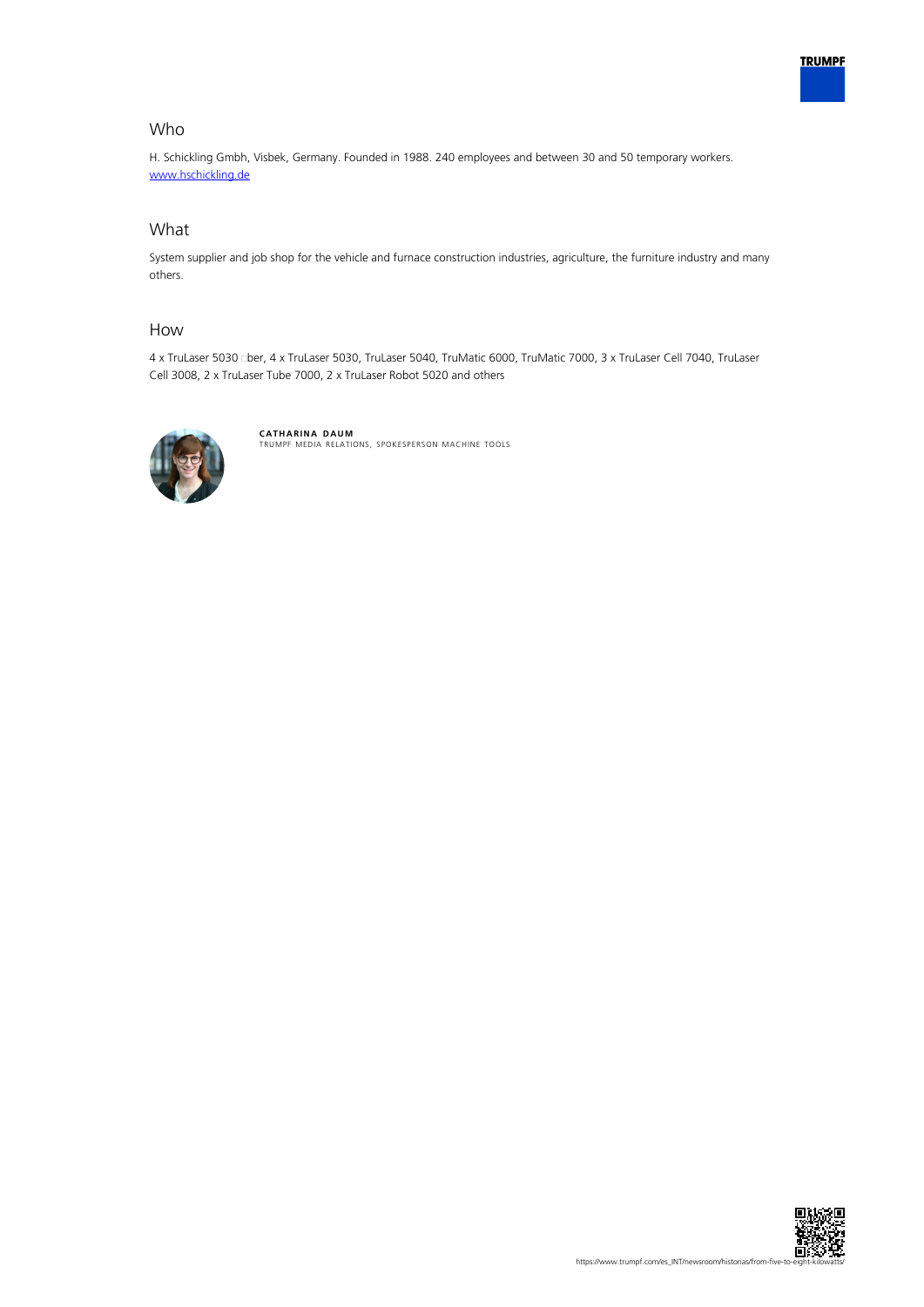## Who

H. Schickling Gmbh, Visbek, Germany. Founded in 1988. 240 employees and between 30 and 50 temporary workers.
www.hschickling.de

## What

System supplier and job shop for the vehicle and furnace construction industries, agriculture, the furniture industry and many others.

## How

4 x TruLaser 5030 fiber, 4 x TruLaser 5030, TruLaser 5040, TruMatic 6000, TruMatic 7000, 3 x TruLaser Cell 7040, TruLaser Cell 3008, 2 x TruLaser Tube 7000, 2 x TruLaser Robot 5020 and others

**CATHARINA DAUM**
TRUMPF MEDIA RELATIONS, SPOKESPERSON MACHINE TOOLS